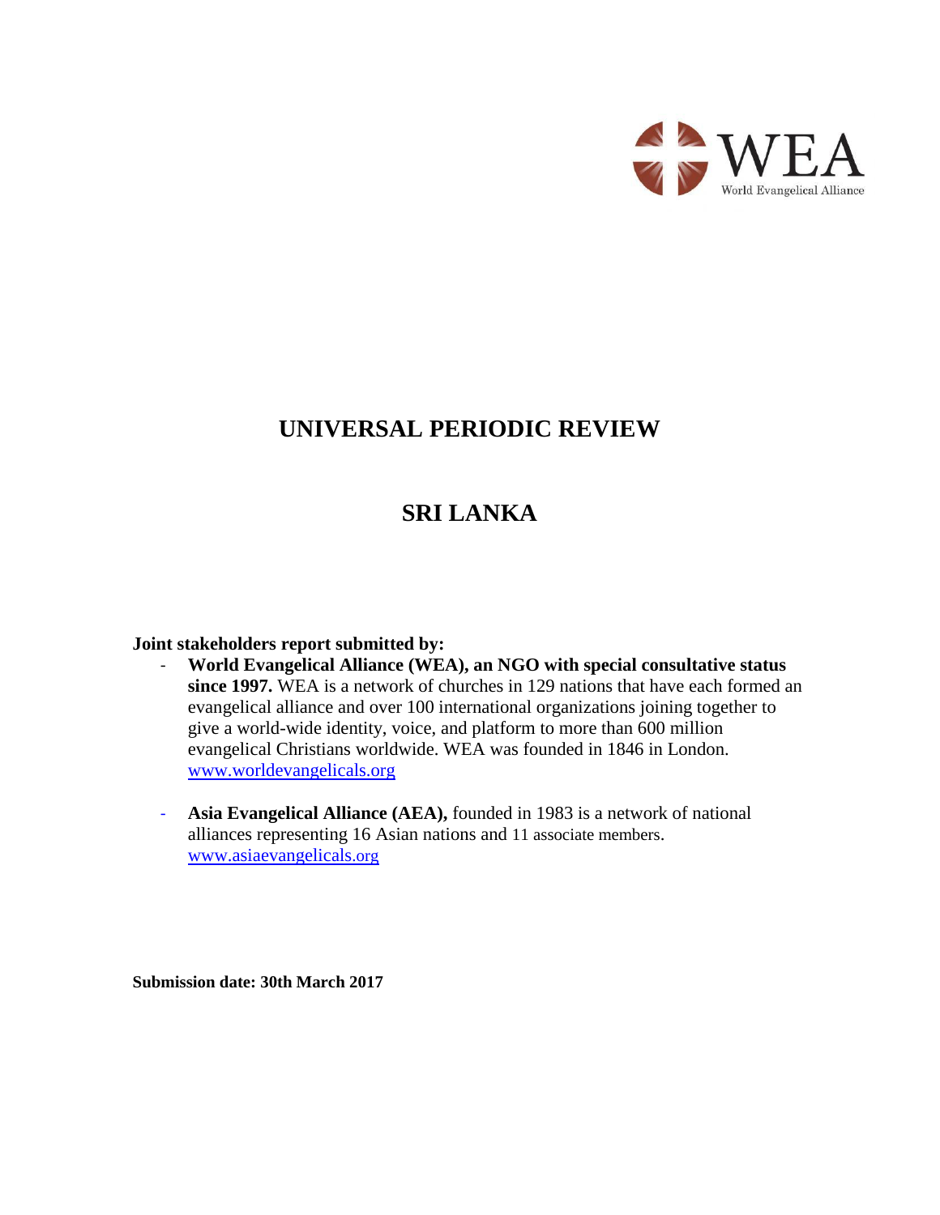WEA
World Evangelical Alliance

# UNIVERSAL PERIODIC REVIEW

# SRI LANKA

**Joint stakeholders report submitted by:**

- **World Evangelical Alliance (WEA), an NGO with special consultative status since 1997.** WEA is a network of churches in 129 nations that have each formed an evangelical alliance and over 100 international organizations joining together to give a world-wide identity, voice, and platform to more than 600 million evangelical Christians worldwide. WEA was founded in 1846 in London. www.worldevangelicals.org
- **Asia Evangelical Alliance (AEA),** founded in 1983 is a network of national alliances representing 16 Asian nations and 11 associate members. www.asiaevangelicals.org

**Submission date: 30th March 2017**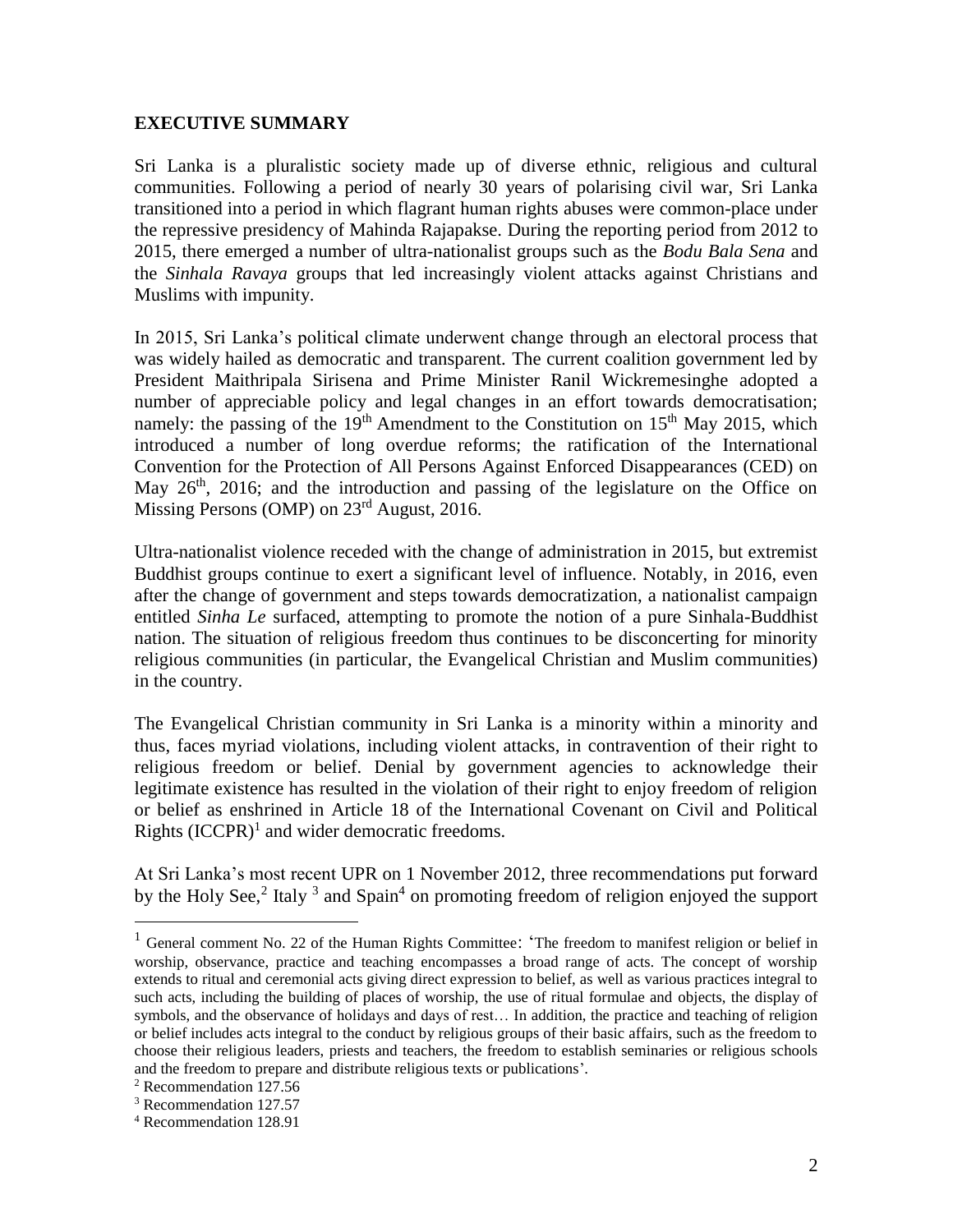## EXECUTIVE SUMMARY

Sri Lanka is a pluralistic society made up of diverse ethnic, religious and cultural communities. Following a period of nearly 30 years of polarising civil war, Sri Lanka transitioned into a period in which flagrant human rights abuses were common-place under the repressive presidency of Mahinda Rajapakse. During the reporting period from 2012 to 2015, there emerged a number of ultra-nationalist groups such as the *Bodu Bala Sena* and the *Sinhala Ravaya* groups that led increasingly violent attacks against Christians and Muslims with impunity.

In 2015, Sri Lanka's political climate underwent change through an electoral process that was widely hailed as democratic and transparent. The current coalition government led by President Maithripala Sirisena and Prime Minister Ranil Wickremesinghe adopted a number of appreciable policy and legal changes in an effort towards democratisation; namely: the passing of the 19th Amendment to the Constitution on 15th May 2015, which introduced a number of long overdue reforms; the ratification of the International Convention for the Protection of All Persons Against Enforced Disappearances (CED) on May 26th, 2016; and the introduction and passing of the legislature on the Office on Missing Persons (OMP) on 23rd August, 2016.

Ultra-nationalist violence receded with the change of administration in 2015, but extremist Buddhist groups continue to exert a significant level of influence. Notably, in 2016, even after the change of government and steps towards democratization, a nationalist campaign entitled *Sinha Le* surfaced, attempting to promote the notion of a pure Sinhala-Buddhist nation. The situation of religious freedom thus continues to be disconcerting for minority religious communities (in particular, the Evangelical Christian and Muslim communities) in the country.

The Evangelical Christian community in Sri Lanka is a minority within a minority and thus, faces myriad violations, including violent attacks, in contravention of their right to religious freedom or belief. Denial by government agencies to acknowledge their legitimate existence has resulted in the violation of their right to enjoy freedom of religion or belief as enshrined in Article 18 of the International Covenant on Civil and Political Rights (ICCPR)[1] and wider democratic freedoms.

At Sri Lanka's most recent UPR on 1 November 2012, three recommendations put forward by the Holy See,[2] Italy[3] and Spain[4] on promoting freedom of religion enjoyed the support

---

[1] General comment No. 22 of the Human Rights Committee: 'The freedom to manifest religion or belief in worship, observance, practice and teaching encompasses a broad range of acts. The concept of worship extends to ritual and ceremonial acts giving direct expression to belief, as well as various practices integral to such acts, including the building of places of worship, the use of ritual formulae and objects, the display of symbols, and the observance of holidays and days of rest… In addition, the practice and teaching of religion or belief includes acts integral to the conduct by religious groups of their basic affairs, such as the freedom to choose their religious leaders, priests and teachers, the freedom to establish seminaries or religious schools and the freedom to prepare and distribute religious texts or publications'.

[2] Recommendation 127.56

[3] Recommendation 127.57

[4] Recommendation 128.91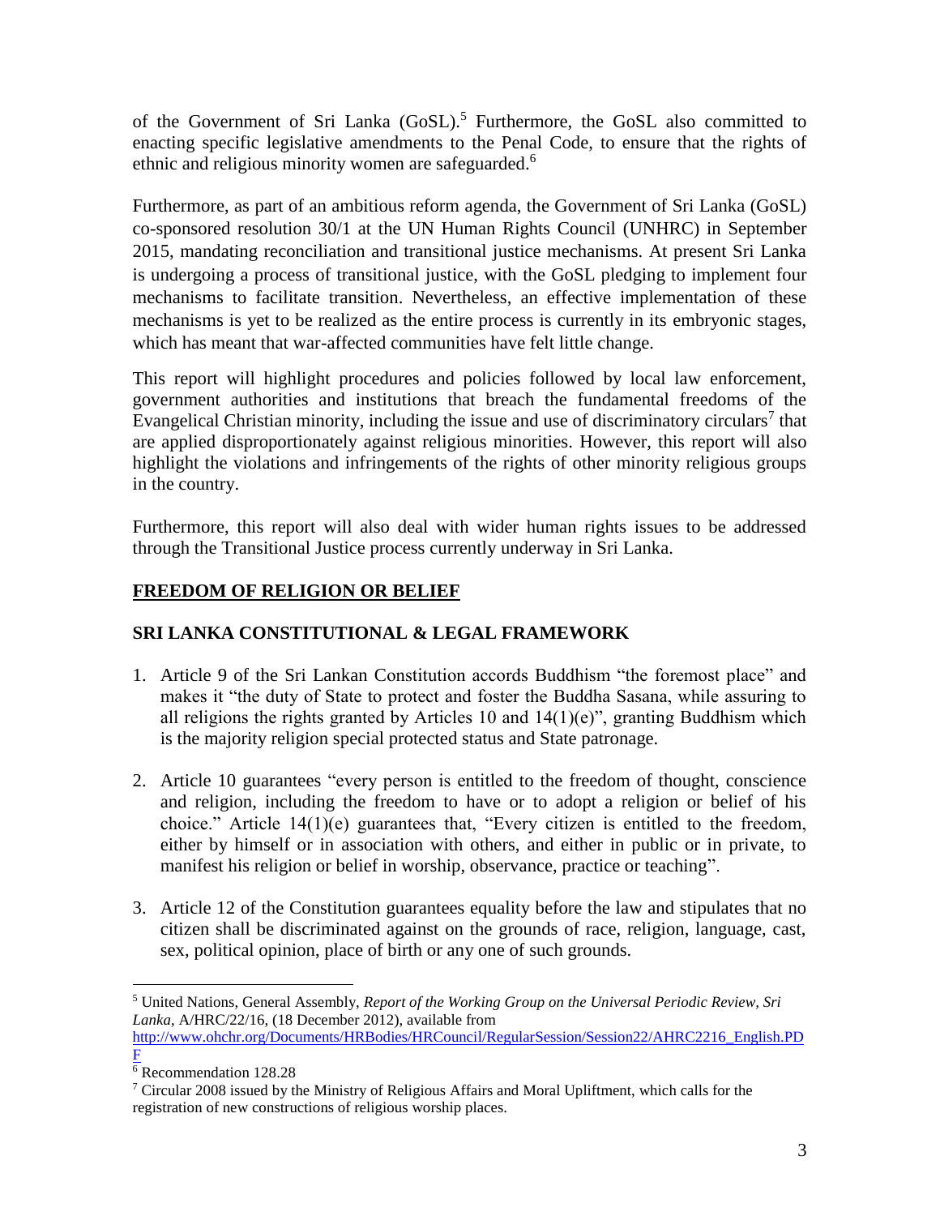of the Government of Sri Lanka (GoSL).[5] Furthermore, the GoSL also committed to enacting specific legislative amendments to the Penal Code, to ensure that the rights of ethnic and religious minority women are safeguarded.[6]

Furthermore, as part of an ambitious reform agenda, the Government of Sri Lanka (GoSL) co-sponsored resolution 30/1 at the UN Human Rights Council (UNHRC) in September 2015, mandating reconciliation and transitional justice mechanisms. At present Sri Lanka is undergoing a process of transitional justice, with the GoSL pledging to implement four mechanisms to facilitate transition. Nevertheless, an effective implementation of these mechanisms is yet to be realized as the entire process is currently in its embryonic stages, which has meant that war-affected communities have felt little change.

This report will highlight procedures and policies followed by local law enforcement, government authorities and institutions that breach the fundamental freedoms of the Evangelical Christian minority, including the issue and use of discriminatory circulars[7] that are applied disproportionately against religious minorities. However, this report will also highlight the violations and infringements of the rights of other minority religious groups in the country.

Furthermore, this report will also deal with wider human rights issues to be addressed through the Transitional Justice process currently underway in Sri Lanka.

## FREEDOM OF RELIGION OR BELIEF

### SRI LANKA CONSTITUTIONAL & LEGAL FRAMEWORK

1. Article 9 of the Sri Lankan Constitution accords Buddhism "the foremost place" and makes it "the duty of State to protect and foster the Buddha Sasana, while assuring to all religions the rights granted by Articles 10 and 14(1)(e)", granting Buddhism which is the majority religion special protected status and State patronage.

2. Article 10 guarantees "every person is entitled to the freedom of thought, conscience and religion, including the freedom to have or to adopt a religion or belief of his choice." Article 14(1)(e) guarantees that, "Every citizen is entitled to the freedom, either by himself or in association with others, and either in public or in private, to manifest his religion or belief in worship, observance, practice or teaching".

3. Article 12 of the Constitution guarantees equality before the law and stipulates that no citizen shall be discriminated against on the grounds of race, religion, language, cast, sex, political opinion, place of birth or any one of such grounds.

---

[5] United Nations, General Assembly, *Report of the Working Group on the Universal Periodic Review, Sri Lanka*, A/HRC/22/16, (18 December 2012), available from http://www.ohchr.org/Documents/HRBodies/HRCouncil/RegularSession/Session22/AHRC2216_English.PDF

[6] Recommendation 128.28

[7] Circular 2008 issued by the Ministry of Religious Affairs and Moral Upliftment, which calls for the registration of new constructions of religious worship places.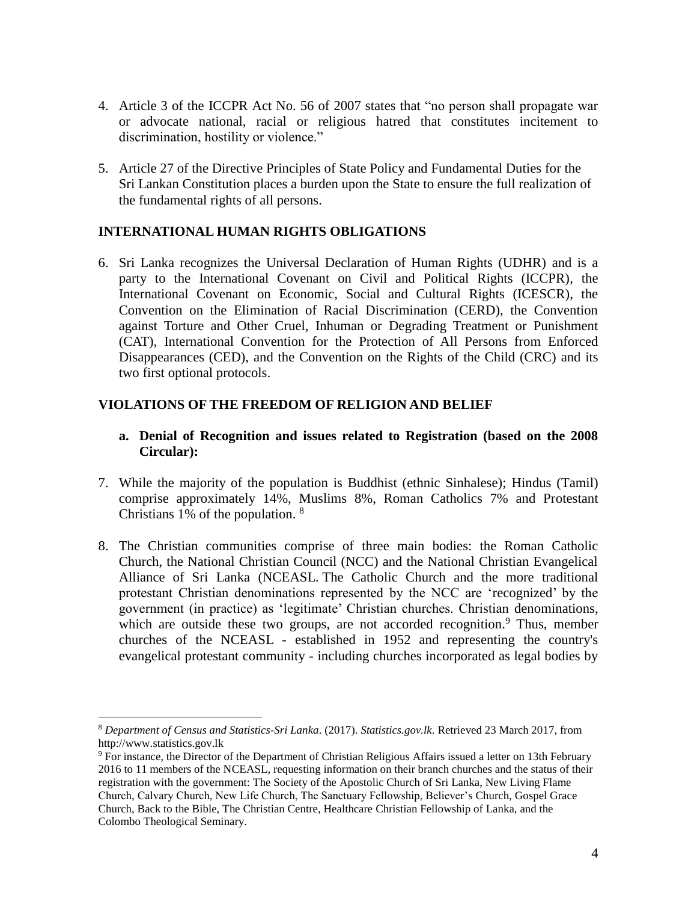4. Article 3 of the ICCPR Act No. 56 of 2007 states that "no person shall propagate war or advocate national, racial or religious hatred that constitutes incitement to discrimination, hostility or violence."

5. Article 27 of the Directive Principles of State Policy and Fundamental Duties for the Sri Lankan Constitution places a burden upon the State to ensure the full realization of the fundamental rights of all persons.

## INTERNATIONAL HUMAN RIGHTS OBLIGATIONS

6. Sri Lanka recognizes the Universal Declaration of Human Rights (UDHR) and is a party to the International Covenant on Civil and Political Rights (ICCPR), the International Covenant on Economic, Social and Cultural Rights (ICESCR), the Convention on the Elimination of Racial Discrimination (CERD), the Convention against Torture and Other Cruel, Inhuman or Degrading Treatment or Punishment (CAT), International Convention for the Protection of All Persons from Enforced Disappearances (CED), and the Convention on the Rights of the Child (CRC) and its two first optional protocols.

## VIOLATIONS OF THE FREEDOM OF RELIGION AND BELIEF

### a. Denial of Recognition and issues related to Registration (based on the 2008 Circular):

7. While the majority of the population is Buddhist (ethnic Sinhalese); Hindus (Tamil) comprise approximately 14%, Muslims 8%, Roman Catholics 7% and Protestant Christians 1% of the population. [8]

8. The Christian communities comprise of three main bodies: the Roman Catholic Church, the National Christian Council (NCC) and the National Christian Evangelical Alliance of Sri Lanka (NCEASL. The Catholic Church and the more traditional protestant Christian denominations represented by the NCC are 'recognized' by the government (in practice) as 'legitimate' Christian churches. Christian denominations, which are outside these two groups, are not accorded recognition.[9] Thus, member churches of the NCEASL - established in 1952 and representing the country's evangelical protestant community - including churches incorporated as legal bodies by

---

[8] *Department of Census and Statistics-Sri Lanka*. (2017). *Statistics.gov.lk*. Retrieved 23 March 2017, from http://www.statistics.gov.lk

[9] For instance, the Director of the Department of Christian Religious Affairs issued a letter on 13th February 2016 to 11 members of the NCEASL, requesting information on their branch churches and the status of their registration with the government: The Society of the Apostolic Church of Sri Lanka, New Living Flame Church, Calvary Church, New Life Church, The Sanctuary Fellowship, Believer's Church, Gospel Grace Church, Back to the Bible, The Christian Centre, Healthcare Christian Fellowship of Lanka, and the Colombo Theological Seminary.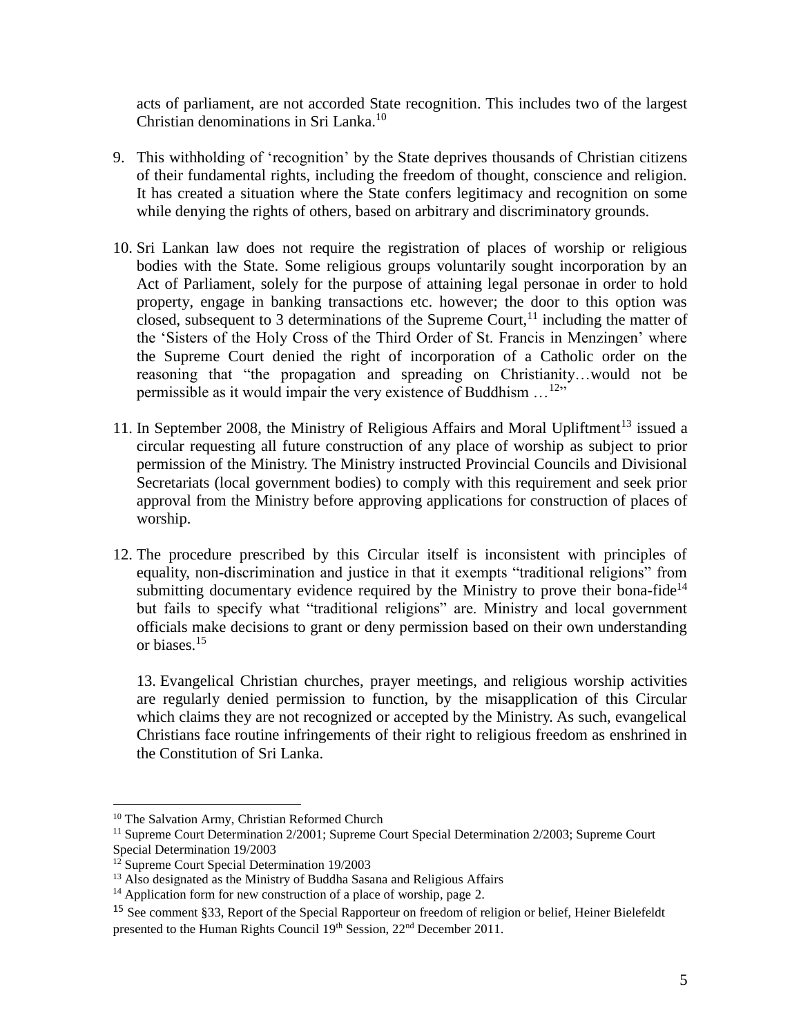acts of parliament, are not accorded State recognition. This includes two of the largest Christian denominations in Sri Lanka.[10]

9. This withholding of 'recognition' by the State deprives thousands of Christian citizens of their fundamental rights, including the freedom of thought, conscience and religion. It has created a situation where the State confers legitimacy and recognition on some while denying the rights of others, based on arbitrary and discriminatory grounds.

10. Sri Lankan law does not require the registration of places of worship or religious bodies with the State. Some religious groups voluntarily sought incorporation by an Act of Parliament, solely for the purpose of attaining legal personae in order to hold property, engage in banking transactions etc. however; the door to this option was closed, subsequent to 3 determinations of the Supreme Court,[11] including the matter of the 'Sisters of the Holy Cross of the Third Order of St. Francis in Menzingen' where the Supreme Court denied the right of incorporation of a Catholic order on the reasoning that "the propagation and spreading on Christianity…would not be permissible as it would impair the very existence of Buddhism …[12]"

11. In September 2008, the Ministry of Religious Affairs and Moral Upliftment[13] issued a circular requesting all future construction of any place of worship as subject to prior permission of the Ministry. The Ministry instructed Provincial Councils and Divisional Secretariats (local government bodies) to comply with this requirement and seek prior approval from the Ministry before approving applications for construction of places of worship.

12. The procedure prescribed by this Circular itself is inconsistent with principles of equality, non-discrimination and justice in that it exempts "traditional religions" from submitting documentary evidence required by the Ministry to prove their bona-fide[14] but fails to specify what "traditional religions" are. Ministry and local government officials make decisions to grant or deny permission based on their own understanding or biases.[15]

13. Evangelical Christian churches, prayer meetings, and religious worship activities are regularly denied permission to function, by the misapplication of this Circular which claims they are not recognized or accepted by the Ministry. As such, evangelical Christians face routine infringements of their right to religious freedom as enshrined in the Constitution of Sri Lanka.

---

[10] The Salvation Army, Christian Reformed Church

[11] Supreme Court Determination 2/2001; Supreme Court Special Determination 2/2003; Supreme Court Special Determination 19/2003

[12] Supreme Court Special Determination 19/2003

[13] Also designated as the Ministry of Buddha Sasana and Religious Affairs

[14] Application form for new construction of a place of worship, page 2.

[15] See comment §33, Report of the Special Rapporteur on freedom of religion or belief, Heiner Bielefeldt presented to the Human Rights Council 19th Session, 22nd December 2011.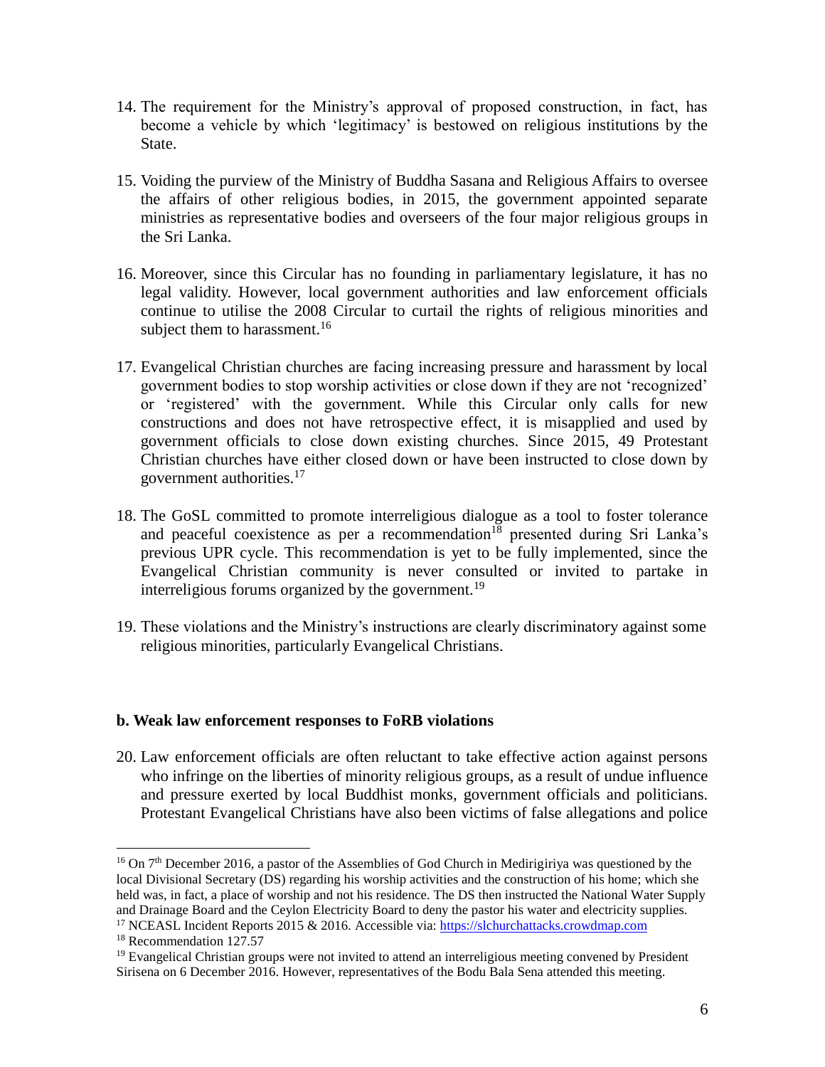14. The requirement for the Ministry's approval of proposed construction, in fact, has become a vehicle by which 'legitimacy' is bestowed on religious institutions by the State.

15. Voiding the purview of the Ministry of Buddha Sasana and Religious Affairs to oversee the affairs of other religious bodies, in 2015, the government appointed separate ministries as representative bodies and overseers of the four major religious groups in the Sri Lanka.

16. Moreover, since this Circular has no founding in parliamentary legislature, it has no legal validity. However, local government authorities and law enforcement officials continue to utilise the 2008 Circular to curtail the rights of religious minorities and subject them to harassment.[16]

17. Evangelical Christian churches are facing increasing pressure and harassment by local government bodies to stop worship activities or close down if they are not 'recognized' or 'registered' with the government. While this Circular only calls for new constructions and does not have retrospective effect, it is misapplied and used by government officials to close down existing churches. Since 2015, 49 Protestant Christian churches have either closed down or have been instructed to close down by government authorities.[17]

18. The GoSL committed to promote interreligious dialogue as a tool to foster tolerance and peaceful coexistence as per a recommendation[18] presented during Sri Lanka's previous UPR cycle. This recommendation is yet to be fully implemented, since the Evangelical Christian community is never consulted or invited to partake in interreligious forums organized by the government.[19]

19. These violations and the Ministry's instructions are clearly discriminatory against some religious minorities, particularly Evangelical Christians.

**b. Weak law enforcement responses to FoRB violations**

20. Law enforcement officials are often reluctant to take effective action against persons who infringe on the liberties of minority religious groups, as a result of undue influence and pressure exerted by local Buddhist monks, government officials and politicians. Protestant Evangelical Christians have also been victims of false allegations and police

---

[16] On 7th December 2016, a pastor of the Assemblies of God Church in Medirigiriya was questioned by the local Divisional Secretary (DS) regarding his worship activities and the construction of his home; which she held was, in fact, a place of worship and not his residence. The DS then instructed the National Water Supply and Drainage Board and the Ceylon Electricity Board to deny the pastor his water and electricity supplies.

[17] NCEASL Incident Reports 2015 & 2016. Accessible via: https://slchurchattacks.crowdmap.com

[18] Recommendation 127.57

[19] Evangelical Christian groups were not invited to attend an interreligious meeting convened by President Sirisena on 6 December 2016. However, representatives of the Bodu Bala Sena attended this meeting.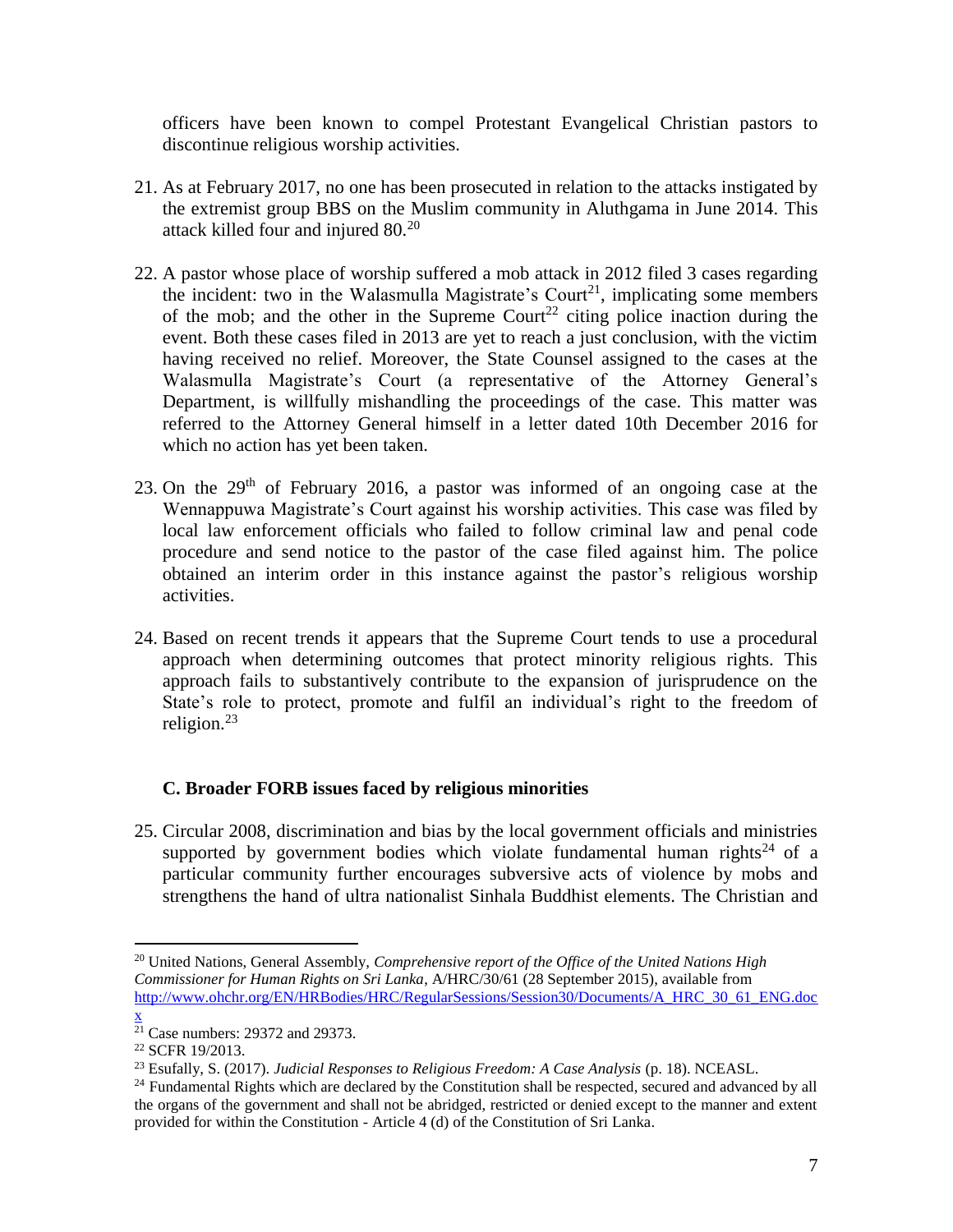officers have been known to compel Protestant Evangelical Christian pastors to discontinue religious worship activities.

21. As at February 2017, no one has been prosecuted in relation to the attacks instigated by the extremist group BBS on the Muslim community in Aluthgama in June 2014. This attack killed four and injured 80.[20]

22. A pastor whose place of worship suffered a mob attack in 2012 filed 3 cases regarding the incident: two in the Walasmulla Magistrate's Court[21], implicating some members of the mob; and the other in the Supreme Court[22] citing police inaction during the event. Both these cases filed in 2013 are yet to reach a just conclusion, with the victim having received no relief. Moreover, the State Counsel assigned to the cases at the Walasmulla Magistrate's Court (a representative of the Attorney General's Department, is willfully mishandling the proceedings of the case. This matter was referred to the Attorney General himself in a letter dated 10th December 2016 for which no action has yet been taken.

23. On the 29th of February 2016, a pastor was informed of an ongoing case at the Wennappuwa Magistrate's Court against his worship activities. This case was filed by local law enforcement officials who failed to follow criminal law and penal code procedure and send notice to the pastor of the case filed against him. The police obtained an interim order in this instance against the pastor's religious worship activities.

24. Based on recent trends it appears that the Supreme Court tends to use a procedural approach when determining outcomes that protect minority religious rights. This approach fails to substantively contribute to the expansion of jurisprudence on the State's role to protect, promote and fulfil an individual's right to the freedom of religion.[23]

### C. Broader FORB issues faced by religious minorities

25. Circular 2008, discrimination and bias by the local government officials and ministries supported by government bodies which violate fundamental human rights[24] of a particular community further encourages subversive acts of violence by mobs and strengthens the hand of ultra nationalist Sinhala Buddhist elements. The Christian and

---

[20] United Nations, General Assembly, *Comprehensive report of the Office of the United Nations High Commissioner for Human Rights on Sri Lanka*, A/HRC/30/61 (28 September 2015), available from http://www.ohchr.org/EN/HRBodies/HRC/RegularSessions/Session30/Documents/A_HRC_30_61_ENG.docx

[21] Case numbers: 29372 and 29373.

[22] SCFR 19/2013.

[23] Esufally, S. (2017). *Judicial Responses to Religious Freedom: A Case Analysis* (p. 18). NCEASL.

[24] Fundamental Rights which are declared by the Constitution shall be respected, secured and advanced by all the organs of the government and shall not be abridged, restricted or denied except to the manner and extent provided for within the Constitution - Article 4 (d) of the Constitution of Sri Lanka.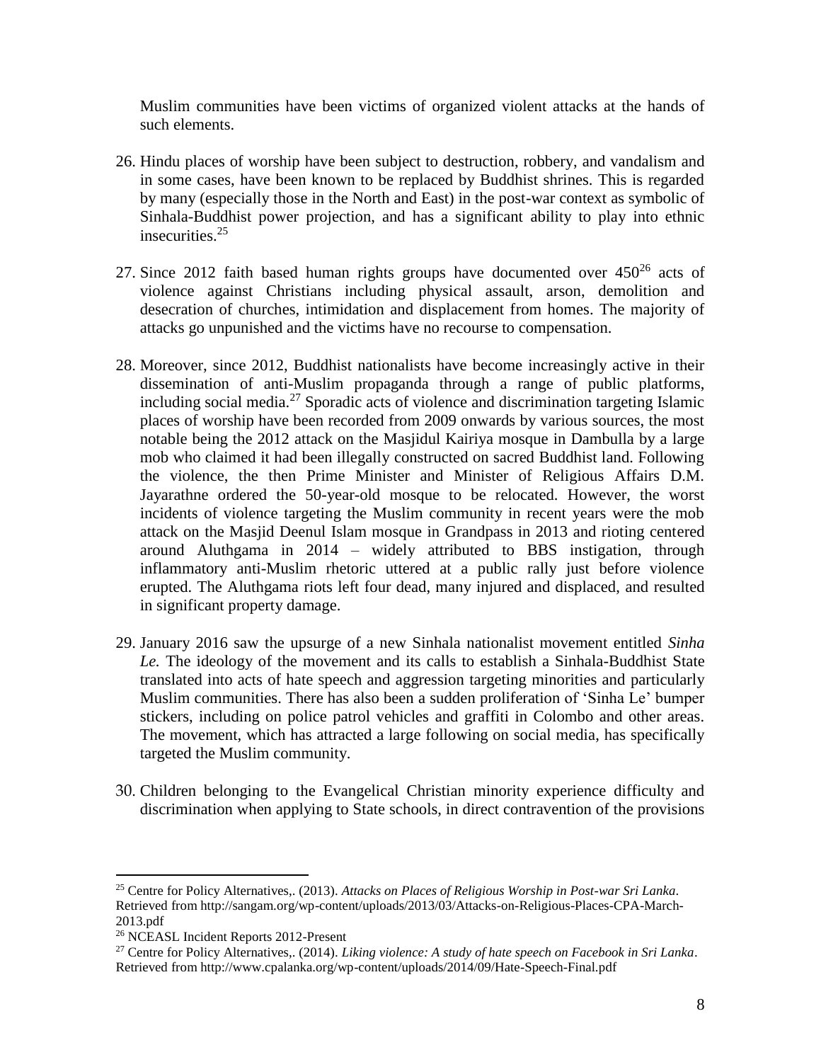Muslim communities have been victims of organized violent attacks at the hands of such elements.

26. Hindu places of worship have been subject to destruction, robbery, and vandalism and in some cases, have been known to be replaced by Buddhist shrines. This is regarded by many (especially those in the North and East) in the post-war context as symbolic of Sinhala-Buddhist power projection, and has a significant ability to play into ethnic insecurities.[25]

27. Since 2012 faith based human rights groups have documented over 450[26] acts of violence against Christians including physical assault, arson, demolition and desecration of churches, intimidation and displacement from homes. The majority of attacks go unpunished and the victims have no recourse to compensation.

28. Moreover, since 2012, Buddhist nationalists have become increasingly active in their dissemination of anti-Muslim propaganda through a range of public platforms, including social media.[27] Sporadic acts of violence and discrimination targeting Islamic places of worship have been recorded from 2009 onwards by various sources, the most notable being the 2012 attack on the Masjidul Kairiya mosque in Dambulla by a large mob who claimed it had been illegally constructed on sacred Buddhist land. Following the violence, the then Prime Minister and Minister of Religious Affairs D.M. Jayarathne ordered the 50-year-old mosque to be relocated. However, the worst incidents of violence targeting the Muslim community in recent years were the mob attack on the Masjid Deenul Islam mosque in Grandpass in 2013 and rioting centered around Aluthgama in 2014 – widely attributed to BBS instigation, through inflammatory anti-Muslim rhetoric uttered at a public rally just before violence erupted. The Aluthgama riots left four dead, many injured and displaced, and resulted in significant property damage.

29. January 2016 saw the upsurge of a new Sinhala nationalist movement entitled *Sinha Le.* The ideology of the movement and its calls to establish a Sinhala-Buddhist State translated into acts of hate speech and aggression targeting minorities and particularly Muslim communities. There has also been a sudden proliferation of 'Sinha Le' bumper stickers, including on police patrol vehicles and graffiti in Colombo and other areas. The movement, which has attracted a large following on social media, has specifically targeted the Muslim community.

30. Children belonging to the Evangelical Christian minority experience difficulty and discrimination when applying to State schools, in direct contravention of the provisions

---

[25] Centre for Policy Alternatives,. (2013). *Attacks on Places of Religious Worship in Post-war Sri Lanka*. Retrieved from http://sangam.org/wp-content/uploads/2013/03/Attacks-on-Religious-Places-CPA-March-2013.pdf

[26] NCEASL Incident Reports 2012-Present

[27] Centre for Policy Alternatives,. (2014). *Liking violence: A study of hate speech on Facebook in Sri Lanka*. Retrieved from http://www.cpalanka.org/wp-content/uploads/2014/09/Hate-Speech-Final.pdf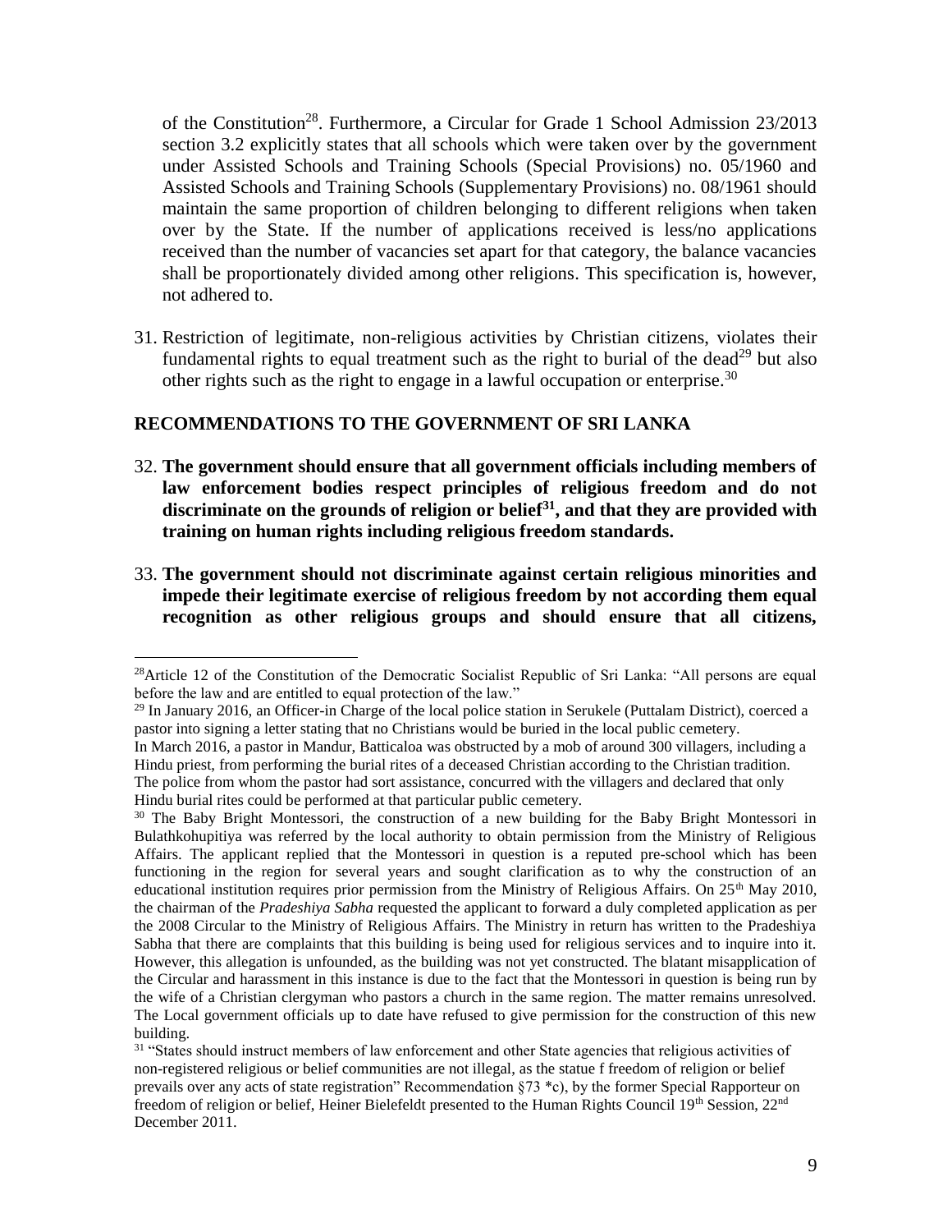of the Constitution[28]. Furthermore, a Circular for Grade 1 School Admission 23/2013 section 3.2 explicitly states that all schools which were taken over by the government under Assisted Schools and Training Schools (Special Provisions) no. 05/1960 and Assisted Schools and Training Schools (Supplementary Provisions) no. 08/1961 should maintain the same proportion of children belonging to different religions when taken over by the State. If the number of applications received is less/no applications received than the number of vacancies set apart for that category, the balance vacancies shall be proportionately divided among other religions. This specification is, however, not adhered to.

31. Restriction of legitimate, non-religious activities by Christian citizens, violates their fundamental rights to equal treatment such as the right to burial of the dead[29] but also other rights such as the right to engage in a lawful occupation or enterprise.[30]

## RECOMMENDATIONS TO THE GOVERNMENT OF SRI LANKA

32. **The government should ensure that all government officials including members of law enforcement bodies respect principles of religious freedom and do not discriminate on the grounds of religion or belief[31], and that they are provided with training on human rights including religious freedom standards.**

33. **The government should not discriminate against certain religious minorities and impede their legitimate exercise of religious freedom by not according them equal recognition as other religious groups and should ensure that all citizens,**

---

[28]Article 12 of the Constitution of the Democratic Socialist Republic of Sri Lanka: "All persons are equal before the law and are entitled to equal protection of the law."

[29] In January 2016, an Officer-in Charge of the local police station in Serukele (Puttalam District), coerced a pastor into signing a letter stating that no Christians would be buried in the local public cemetery.
In March 2016, a pastor in Mandur, Batticaloa was obstructed by a mob of around 300 villagers, including a Hindu priest, from performing the burial rites of a deceased Christian according to the Christian tradition. The police from whom the pastor had sort assistance, concurred with the villagers and declared that only Hindu burial rites could be performed at that particular public cemetery.

[30] The Baby Bright Montessori, the construction of a new building for the Baby Bright Montessori in Bulathkohupitiya was referred by the local authority to obtain permission from the Ministry of Religious Affairs. The applicant replied that the Montessori in question is a reputed pre-school which has been functioning in the region for several years and sought clarification as to why the construction of an educational institution requires prior permission from the Ministry of Religious Affairs. On 25th May 2010, the chairman of the *Pradeshiya Sabha* requested the applicant to forward a duly completed application as per the 2008 Circular to the Ministry of Religious Affairs. The Ministry in return has written to the Pradeshiya Sabha that there are complaints that this building is being used for religious services and to inquire into it. However, this allegation is unfounded, as the building was not yet constructed. The blatant misapplication of the Circular and harassment in this instance is due to the fact that the Montessori in question is being run by the wife of a Christian clergyman who pastors a church in the same region. The matter remains unresolved. The Local government officials up to date have refused to give permission for the construction of this new building.

[31] "States should instruct members of law enforcement and other State agencies that religious activities of non-registered religious or belief communities are not illegal, as the statue f freedom of religion or belief prevails over any acts of state registration" Recommendation §73 *c), by the former Special Rapporteur on freedom of religion or belief, Heiner Bielefeldt presented to the Human Rights Council 19th Session, 22nd December 2011.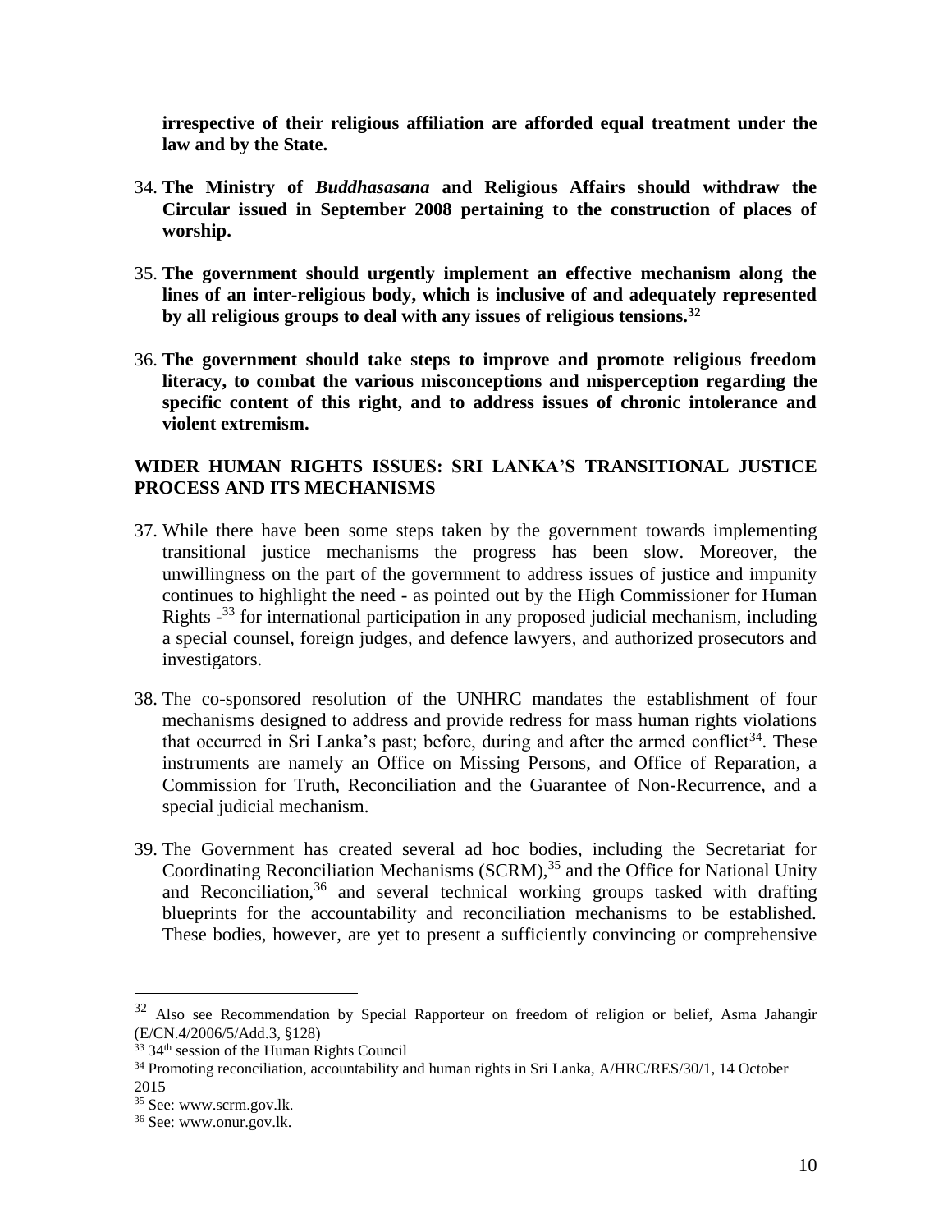**irrespective of their religious affiliation are afforded equal treatment under the law and by the State.**

34. **The Ministry of *Buddhasasana* and Religious Affairs should withdraw the Circular issued in September 2008 pertaining to the construction of places of worship.**

35. **The government should urgently implement an effective mechanism along the lines of an inter-religious body, which is inclusive of and adequately represented by all religious groups to deal with any issues of religious tensions.[32]**

36. **The government should take steps to improve and promote religious freedom literacy, to combat the various misconceptions and misperception regarding the specific content of this right, and to address issues of chronic intolerance and violent extremism.**

## WIDER HUMAN RIGHTS ISSUES: SRI LANKA'S TRANSITIONAL JUSTICE PROCESS AND ITS MECHANISMS

37. While there have been some steps taken by the government towards implementing transitional justice mechanisms the progress has been slow. Moreover, the unwillingness on the part of the government to address issues of justice and impunity continues to highlight the need - as pointed out by the High Commissioner for Human Rights -[33] for international participation in any proposed judicial mechanism, including a special counsel, foreign judges, and defence lawyers, and authorized prosecutors and investigators.

38. The co-sponsored resolution of the UNHRC mandates the establishment of four mechanisms designed to address and provide redress for mass human rights violations that occurred in Sri Lanka's past; before, during and after the armed conflict[34]. These instruments are namely an Office on Missing Persons, and Office of Reparation, a Commission for Truth, Reconciliation and the Guarantee of Non-Recurrence, and a special judicial mechanism.

39. The Government has created several ad hoc bodies, including the Secretariat for Coordinating Reconciliation Mechanisms (SCRM),[35] and the Office for National Unity and Reconciliation,[36] and several technical working groups tasked with drafting blueprints for the accountability and reconciliation mechanisms to be established. These bodies, however, are yet to present a sufficiently convincing or comprehensive

---

[32] Also see Recommendation by Special Rapporteur on freedom of religion or belief, Asma Jahangir (E/CN.4/2006/5/Add.3, §128)

[33] 34th session of the Human Rights Council

[34] Promoting reconciliation, accountability and human rights in Sri Lanka, A/HRC/RES/30/1, 14 October 2015

[35] See: www.scrm.gov.lk.

[36] See: www.onur.gov.lk.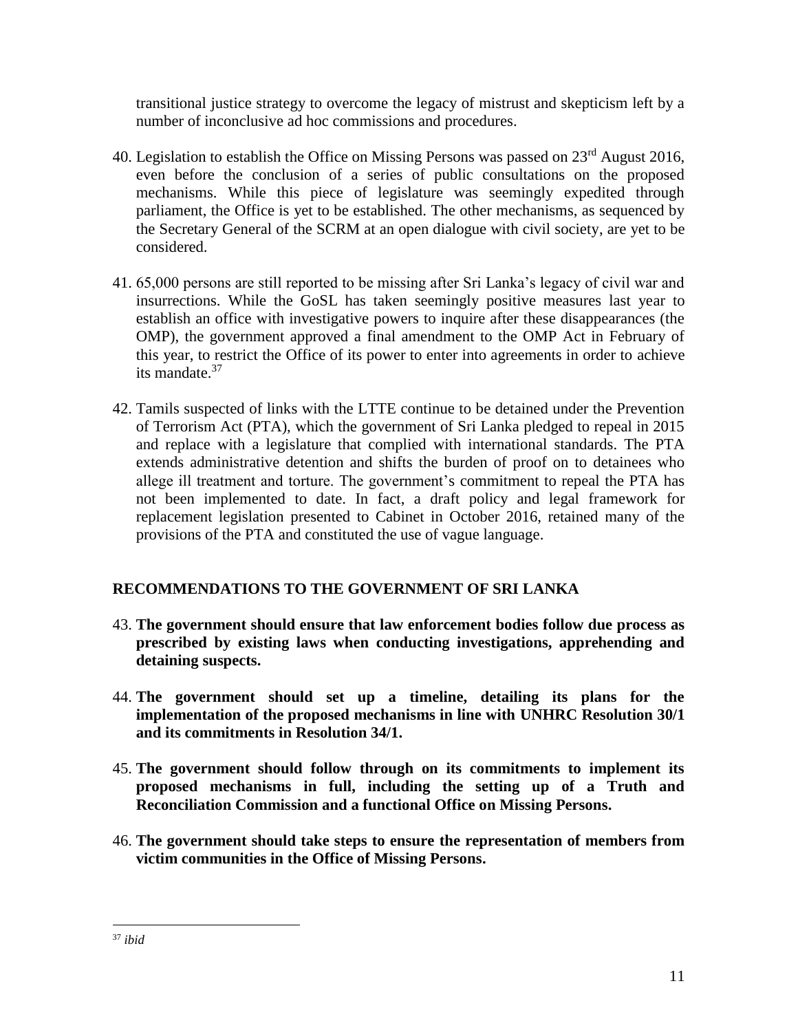transitional justice strategy to overcome the legacy of mistrust and skepticism left by a number of inconclusive ad hoc commissions and procedures.

40. Legislation to establish the Office on Missing Persons was passed on 23rd August 2016, even before the conclusion of a series of public consultations on the proposed mechanisms. While this piece of legislature was seemingly expedited through parliament, the Office is yet to be established. The other mechanisms, as sequenced by the Secretary General of the SCRM at an open dialogue with civil society, are yet to be considered.

41. 65,000 persons are still reported to be missing after Sri Lanka's legacy of civil war and insurrections. While the GoSL has taken seemingly positive measures last year to establish an office with investigative powers to inquire after these disappearances (the OMP), the government approved a final amendment to the OMP Act in February of this year, to restrict the Office of its power to enter into agreements in order to achieve its mandate.[37]

42. Tamils suspected of links with the LTTE continue to be detained under the Prevention of Terrorism Act (PTA), which the government of Sri Lanka pledged to repeal in 2015 and replace with a legislature that complied with international standards. The PTA extends administrative detention and shifts the burden of proof on to detainees who allege ill treatment and torture. The government's commitment to repeal the PTA has not been implemented to date. In fact, a draft policy and legal framework for replacement legislation presented to Cabinet in October 2016, retained many of the provisions of the PTA and constituted the use of vague language.

## RECOMMENDATIONS TO THE GOVERNMENT OF SRI LANKA

43. **The government should ensure that law enforcement bodies follow due process as prescribed by existing laws when conducting investigations, apprehending and detaining suspects.**

44. **The government should set up a timeline, detailing its plans for the implementation of the proposed mechanisms in line with UNHRC Resolution 30/1 and its commitments in Resolution 34/1.**

45. **The government should follow through on its commitments to implement its proposed mechanisms in full, including the setting up of a Truth and Reconciliation Commission and a functional Office on Missing Persons.**

46. **The government should take steps to ensure the representation of members from victim communities in the Office of Missing Persons.**

[37] *ibid*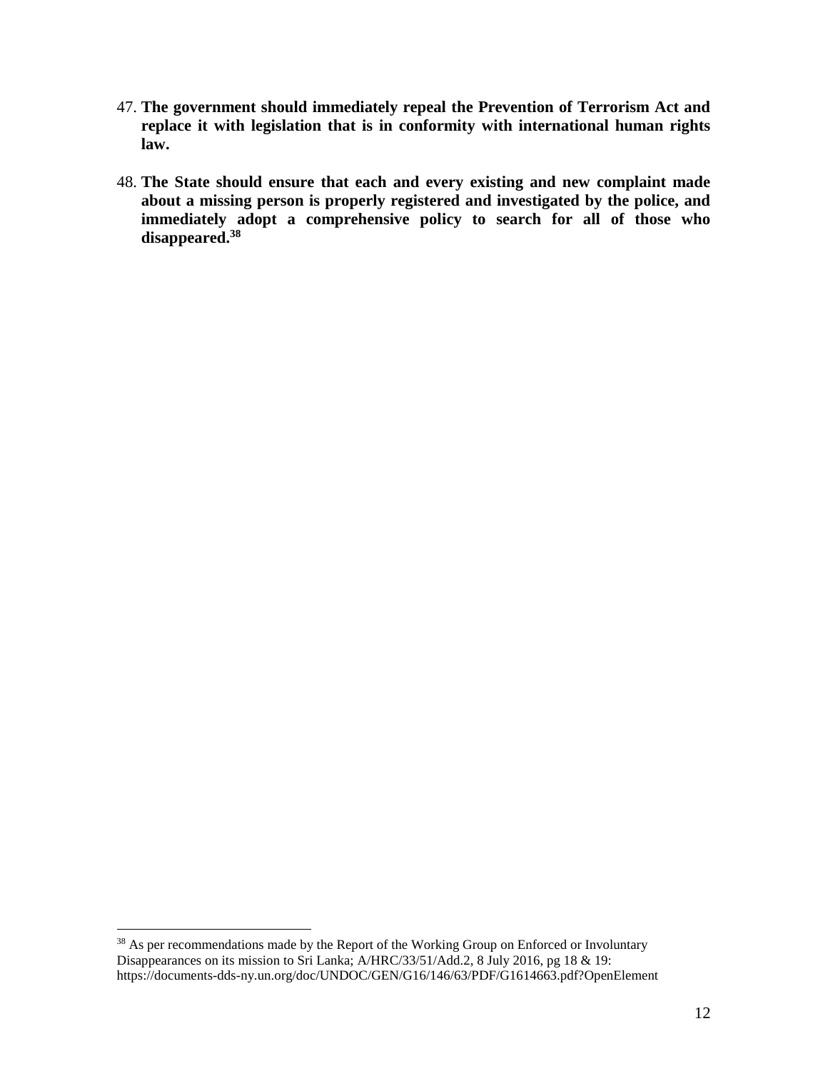47. **The government should immediately repeal the Prevention of Terrorism Act and replace it with legislation that is in conformity with international human rights law.**

48. **The State should ensure that each and every existing and new complaint made about a missing person is properly registered and investigated by the police, and immediately adopt a comprehensive policy to search for all of those who disappeared.**[38]

---

[38] As per recommendations made by the Report of the Working Group on Enforced or Involuntary Disappearances on its mission to Sri Lanka; A/HRC/33/51/Add.2, 8 July 2016, pg 18 & 19: https://documents-dds-ny.un.org/doc/UNDOC/GEN/G16/146/63/PDF/G1614663.pdf?OpenElement